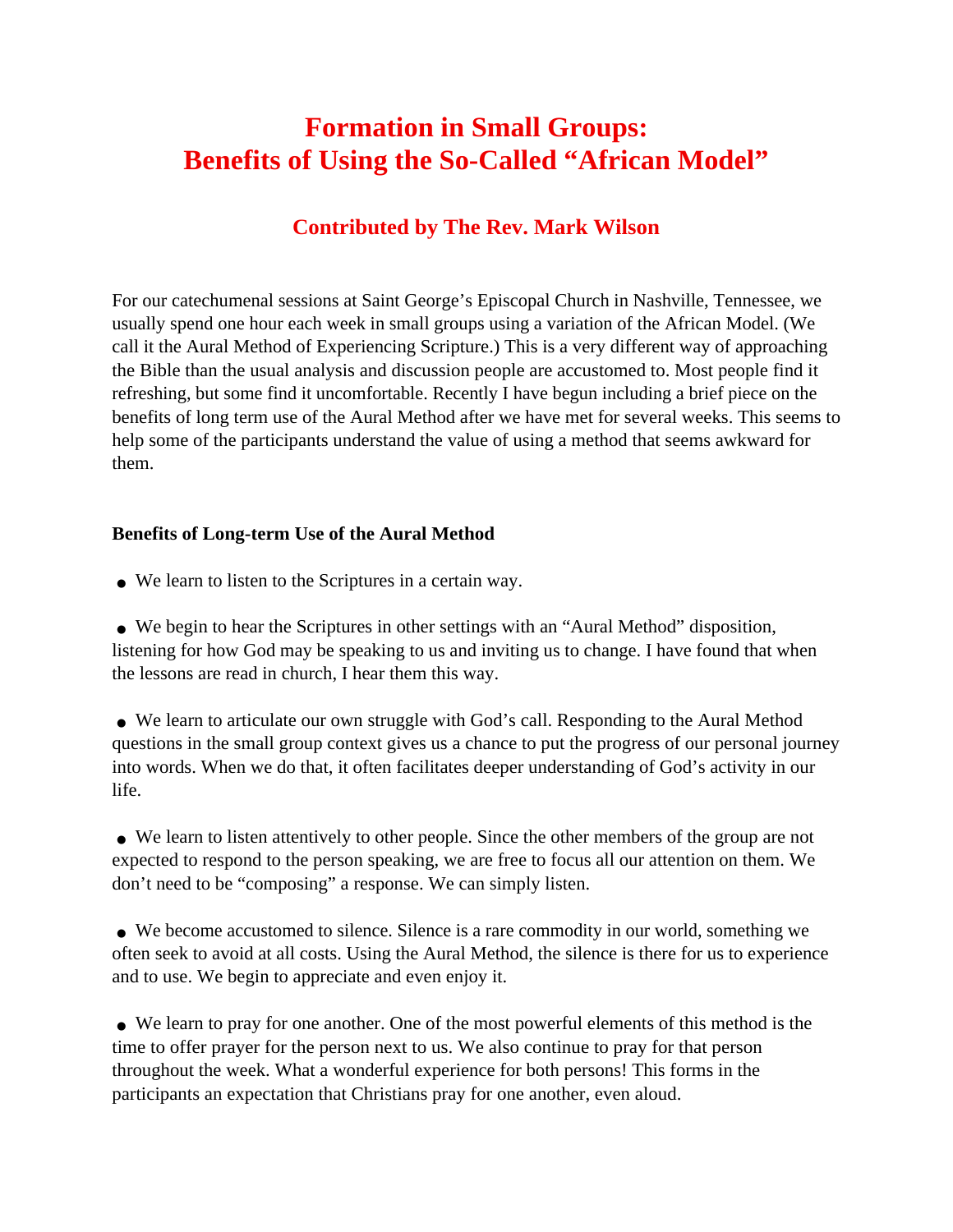# Formation in Small Groups: Benefits of Using the So-Called "African Model"

### Contributed by The Rev. Mark Wilson

For our catechumenal sessions at Saint George's Episcopal Church in Nashville, Tennessee, we usually spend one hour each week in small groups using a variation of the African Model. (We call it the Aural Method of Experiencing Scripture.) This is a very different way of approaching the Bible than the usual analysis and discussion people are accustomed to. Most people find it refreshing, but some find it uncomfortable. Recently I have begun including a brief piece on the benefits of long term use of the Aural Method after we have met for several weeks. This seems to help some of the participants understand the value of using a method that seems awkward for them.

**Benefits of Long-term Use of the Aural Method**

- We learn to listen to the Scriptures in a certain way.

- We begin to hear the Scriptures in other settings with an "Aural Method" disposition, listening for how God may be speaking to us and inviting us to change. I have found that when the lessons are read in church, I hear them this way.

- We learn to articulate our own struggle with God's call. Responding to the Aural Method questions in the small group context gives us a chance to put the progress of our personal journey into words. When we do that, it often facilitates deeper understanding of God's activity in our life.

- We learn to listen attentively to other people. Since the other members of the group are not expected to respond to the person speaking, we are free to focus all our attention on them. We don't need to be "composing" a response. We can simply listen.

- We become accustomed to silence. Silence is a rare commodity in our world, something we often seek to avoid at all costs. Using the Aural Method, the silence is there for us to experience and to use. We begin to appreciate and even enjoy it.

- We learn to pray for one another. One of the most powerful elements of this method is the time to offer prayer for the person next to us. We also continue to pray for that person throughout the week. What a wonderful experience for both persons! This forms in the participants an expectation that Christians pray for one another, even aloud.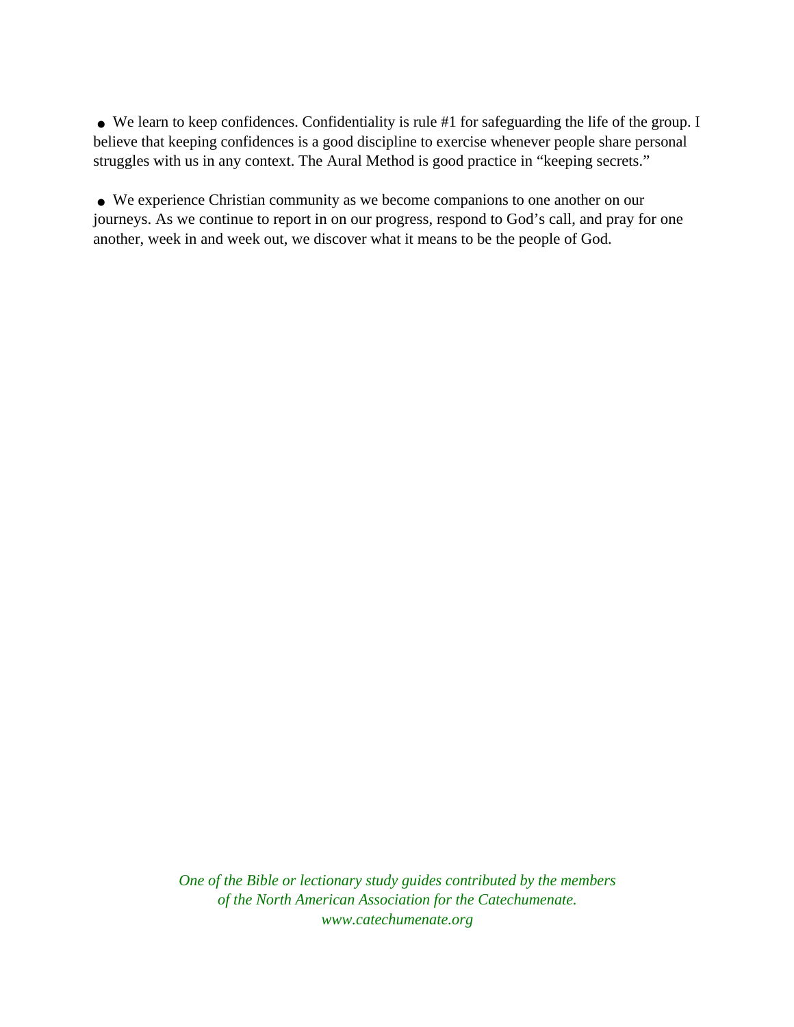- We learn to keep confidences. Confidentiality is rule #1 for safeguarding the life of the group. I believe that keeping confidences is a good discipline to exercise whenever people share personal struggles with us in any context. The Aural Method is good practice in "keeping secrets."

- We experience Christian community as we become companions to one another on our journeys. As we continue to report in on our progress, respond to God's call, and pray for one another, week in and week out, we discover what it means to be the people of God.

*One of the Bible or lectionary study guides contributed by the members of the North American Association for the Catechumenate. www.catechumenate.org*